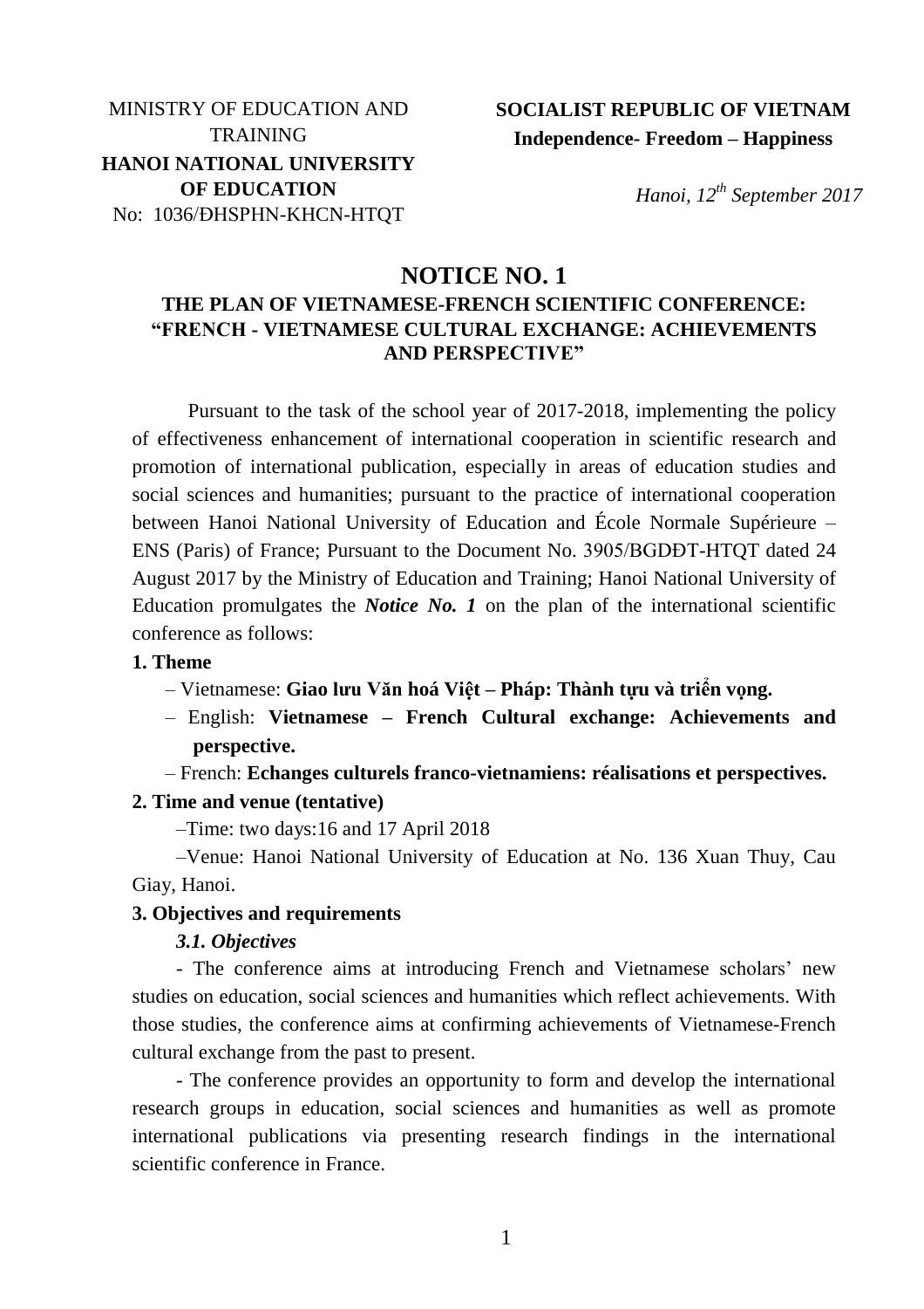MINISTRY OF EDUCATION AND TRAINING
**HANOI NATIONAL UNIVERSITY OF EDUCATION**
No: 1036/ĐHSPHN-KHCN-HTQT

**SOCIALIST REPUBLIC OF VIETNAM**
**Independence- Freedom – Happiness**

*Hanoi, 12th September 2017*

# NOTICE NO. 1

## THE PLAN OF VIETNAMESE-FRENCH SCIENTIFIC CONFERENCE: "FRENCH - VIETNAMESE CULTURAL EXCHANGE: ACHIEVEMENTS AND PERSPECTIVE"

Pursuant to the task of the school year of 2017-2018, implementing the policy of effectiveness enhancement of international cooperation in scientific research and promotion of international publication, especially in areas of education studies and social sciences and humanities; pursuant to the practice of international cooperation between Hanoi National University of Education and École Normale Supérieure – ENS (Paris) of France; Pursuant to the Document No. 3905/BGDĐT-HTQT dated 24 August 2017 by the Ministry of Education and Training; Hanoi National University of Education promulgates the ***Notice No. 1*** on the plan of the international scientific conference as follows:

**1. Theme**

– Vietnamese: **Giao lưu Văn hoá Việt – Pháp: Thành tựu và triển vọng.**

– English: **Vietnamese – French Cultural exchange: Achievements and perspective.**

– French: **Echanges culturels franco-vietnamiens: réalisations et perspectives.**

**2. Time and venue (tentative)**

–Time: two days:16 and 17 April 2018

–Venue: Hanoi National University of Education at No. 136 Xuan Thuy, Cau Giay, Hanoi.

**3. Objectives and requirements**

***3.1. Objectives***

- The conference aims at introducing French and Vietnamese scholars' new studies on education, social sciences and humanities which reflect achievements. With those studies, the conference aims at confirming achievements of Vietnamese-French cultural exchange from the past to present.

- The conference provides an opportunity to form and develop the international research groups in education, social sciences and humanities as well as promote international publications via presenting research findings in the international scientific conference in France.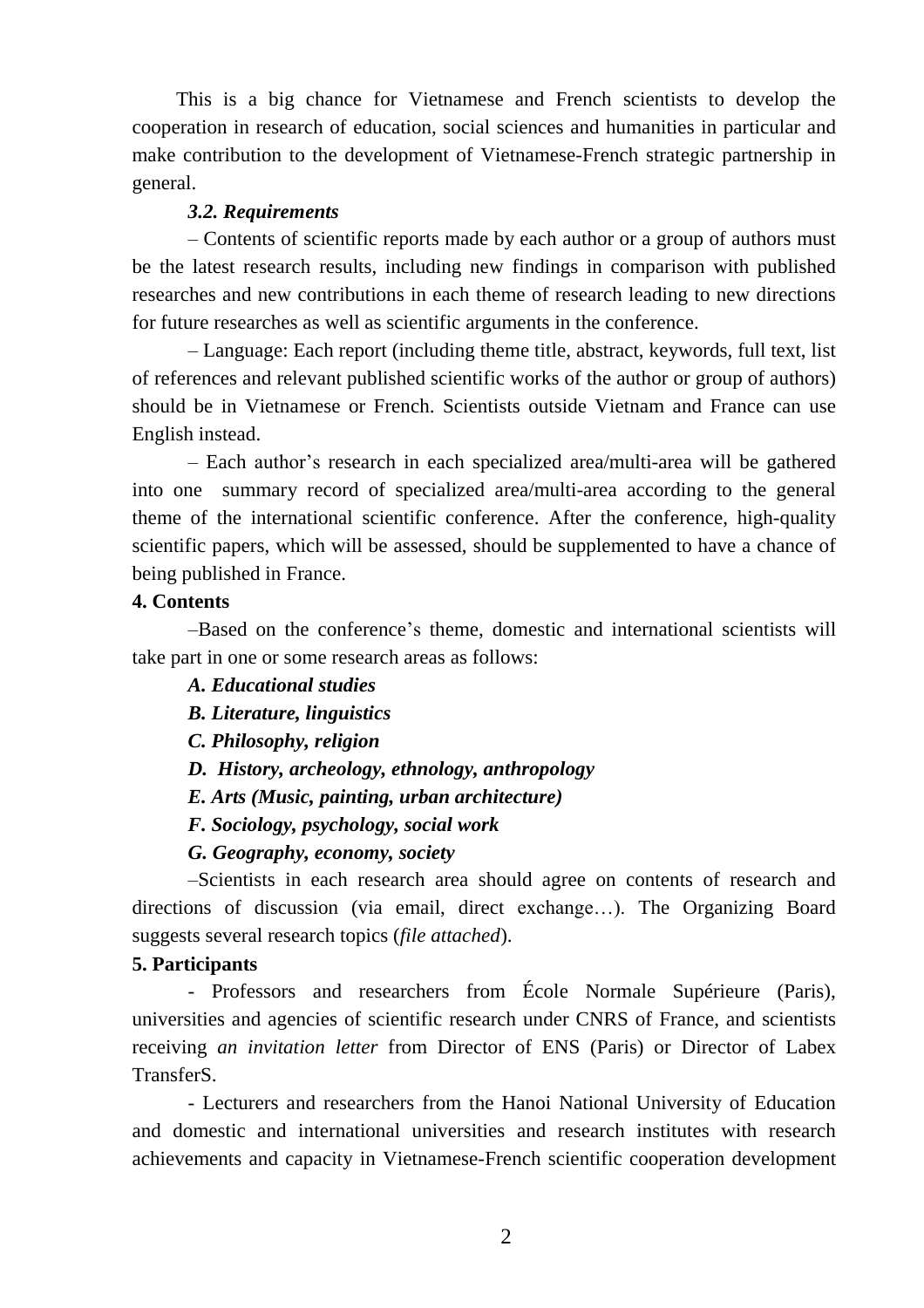This is a big chance for Vietnamese and French scientists to develop the cooperation in research of education, social sciences and humanities in particular and make contribution to the development of Vietnamese-French strategic partnership in general.

***3.2. Requirements***

– Contents of scientific reports made by each author or a group of authors must be the latest research results, including new findings in comparison with published researches and new contributions in each theme of research leading to new directions for future researches as well as scientific arguments in the conference.

– Language: Each report (including theme title, abstract, keywords, full text, list of references and relevant published scientific works of the author or group of authors) should be in Vietnamese or French. Scientists outside Vietnam and France can use English instead.

– Each author's research in each specialized area/multi-area will be gathered into one summary record of specialized area/multi-area according to the general theme of the international scientific conference. After the conference, high-quality scientific papers, which will be assessed, should be supplemented to have a chance of being published in France.

**4. Contents**

–Based on the conference's theme, domestic and international scientists will take part in one or some research areas as follows:

***A. Educational studies***

***B. Literature, linguistics***

***C. Philosophy, religion***

***D. History, archeology, ethnology, anthropology***

***E. Arts (Music, painting, urban architecture)***

***F. Sociology, psychology, social work***

***G. Geography, economy, society***

–Scientists in each research area should agree on contents of research and directions of discussion (via email, direct exchange…). The Organizing Board suggests several research topics (*file attached*).

**5. Participants**

- Professors and researchers from École Normale Supérieure (Paris), universities and agencies of scientific research under CNRS of France, and scientists receiving *an invitation letter* from Director of ENS (Paris) or Director of Labex TransferS.

- Lecturers and researchers from the Hanoi National University of Education and domestic and international universities and research institutes with research achievements and capacity in Vietnamese-French scientific cooperation development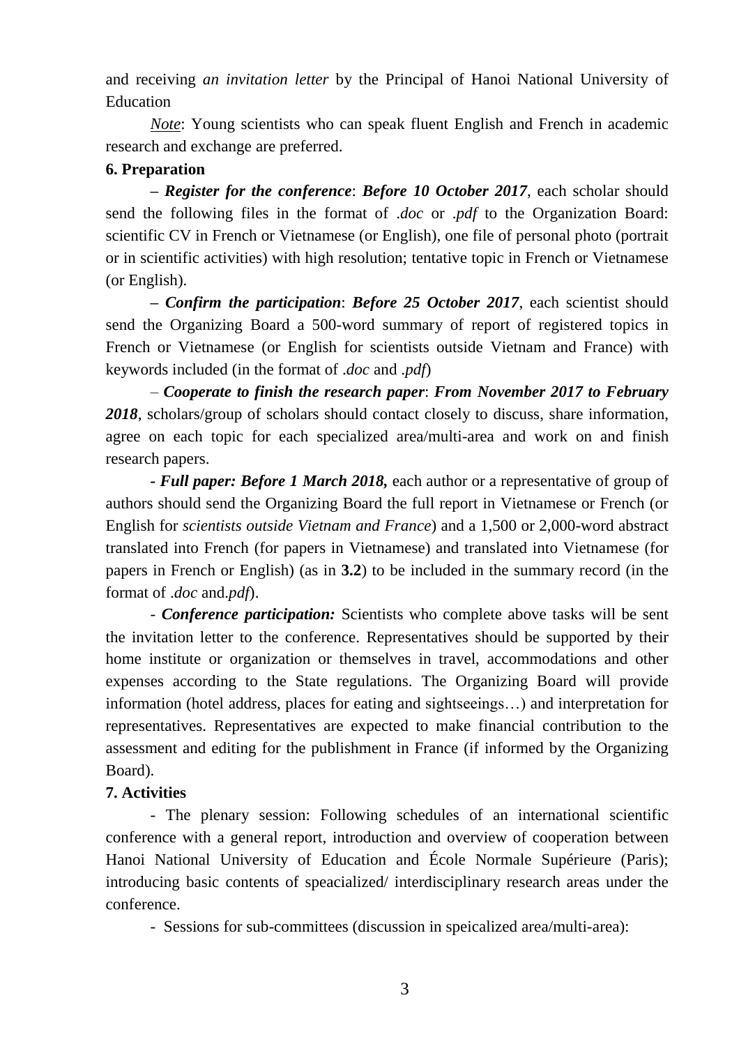and receiving *an invitation letter* by the Principal of Hanoi National University of Education

*Note*: Young scientists who can speak fluent English and French in academic research and exchange are preferred.

**6. Preparation**

– ***Register for the conference***: ***Before 10 October 2017***, each scholar should send the following files in the format of *.doc* or *.pdf* to the Organization Board: scientific CV in French or Vietnamese (or English), one file of personal photo (portrait or in scientific activities) with high resolution; tentative topic in French or Vietnamese (or English).

– ***Confirm the participation***: ***Before 25 October 2017***, each scientist should send the Organizing Board a 500-word summary of report of registered topics in French or Vietnamese (or English for scientists outside Vietnam and France) with keywords included (in the format of *.doc* and *.pdf*)

– ***Cooperate to finish the research paper***: ***From November 2017 to February 2018***, scholars/group of scholars should contact closely to discuss, share information, agree on each topic for each specialized area/multi-area and work on and finish research papers.

- ***Full paper: Before 1 March 2018,*** each author or a representative of group of authors should send the Organizing Board the full report in Vietnamese or French (or English for *scientists outside Vietnam and France*) and a 1,500 or 2,000-word abstract translated into French (for papers in Vietnamese) and translated into Vietnamese (for papers in French or English) (as in **3.2**) to be included in the summary record (in the format of *.doc* and*.pdf*).

- ***Conference participation:*** Scientists who complete above tasks will be sent the invitation letter to the conference. Representatives should be supported by their home institute or organization or themselves in travel, accommodations and other expenses according to the State regulations. The Organizing Board will provide information (hotel address, places for eating and sightseeings…) and interpretation for representatives. Representatives are expected to make financial contribution to the assessment and editing for the publishment in France (if informed by the Organizing Board).

**7. Activities**

- The plenary session: Following schedules of an international scientific conference with a general report, introduction and overview of cooperation between Hanoi National University of Education and École Normale Supérieure (Paris); introducing basic contents of speacialized/ interdisciplinary research areas under the conference.

- Sessions for sub-committees (discussion in speicalized area/multi-area):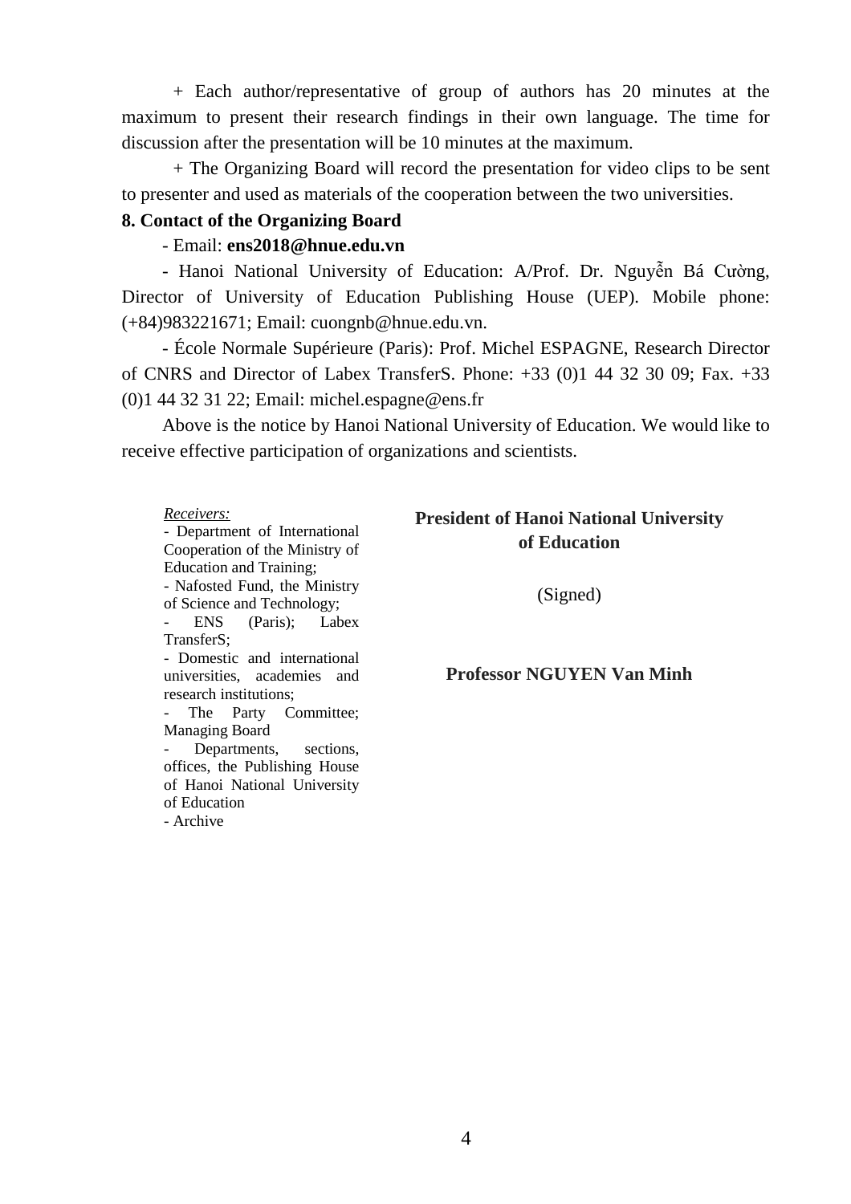+ Each author/representative of group of authors has 20 minutes at the maximum to present their research findings in their own language. The time for discussion after the presentation will be 10 minutes at the maximum.

+ The Organizing Board will record the presentation for video clips to be sent to presenter and used as materials of the cooperation between the two universities.

**8. Contact of the Organizing Board**

- Email: **ens2018@hnue.edu.vn**

- Hanoi National University of Education: A/Prof. Dr. Nguyễn Bá Cường, Director of University of Education Publishing House (UEP). Mobile phone: (+84)983221671; Email: cuongnb@hnue.edu.vn.

- École Normale Supérieure (Paris): Prof. Michel ESPAGNE, Research Director of CNRS and Director of Labex TransferS. Phone: +33 (0)1 44 32 30 09; Fax. +33 (0)1 44 32 31 22; Email: michel.espagne@ens.fr

Above is the notice by Hanoi National University of Education. We would like to receive effective participation of organizations and scientists.

*Receivers:*
- Department of International Cooperation of the Ministry of Education and Training;
- Nafosted Fund, the Ministry of Science and Technology;
- ENS (Paris); Labex TransferS;
- Domestic and international universities, academies and research institutions;
- The Party Committee; Managing Board
- Departments, sections, offices, the Publishing House of Hanoi National University of Education
- Archive

**President of Hanoi National University of Education**

(Signed)

**Professor NGUYEN Van Minh**